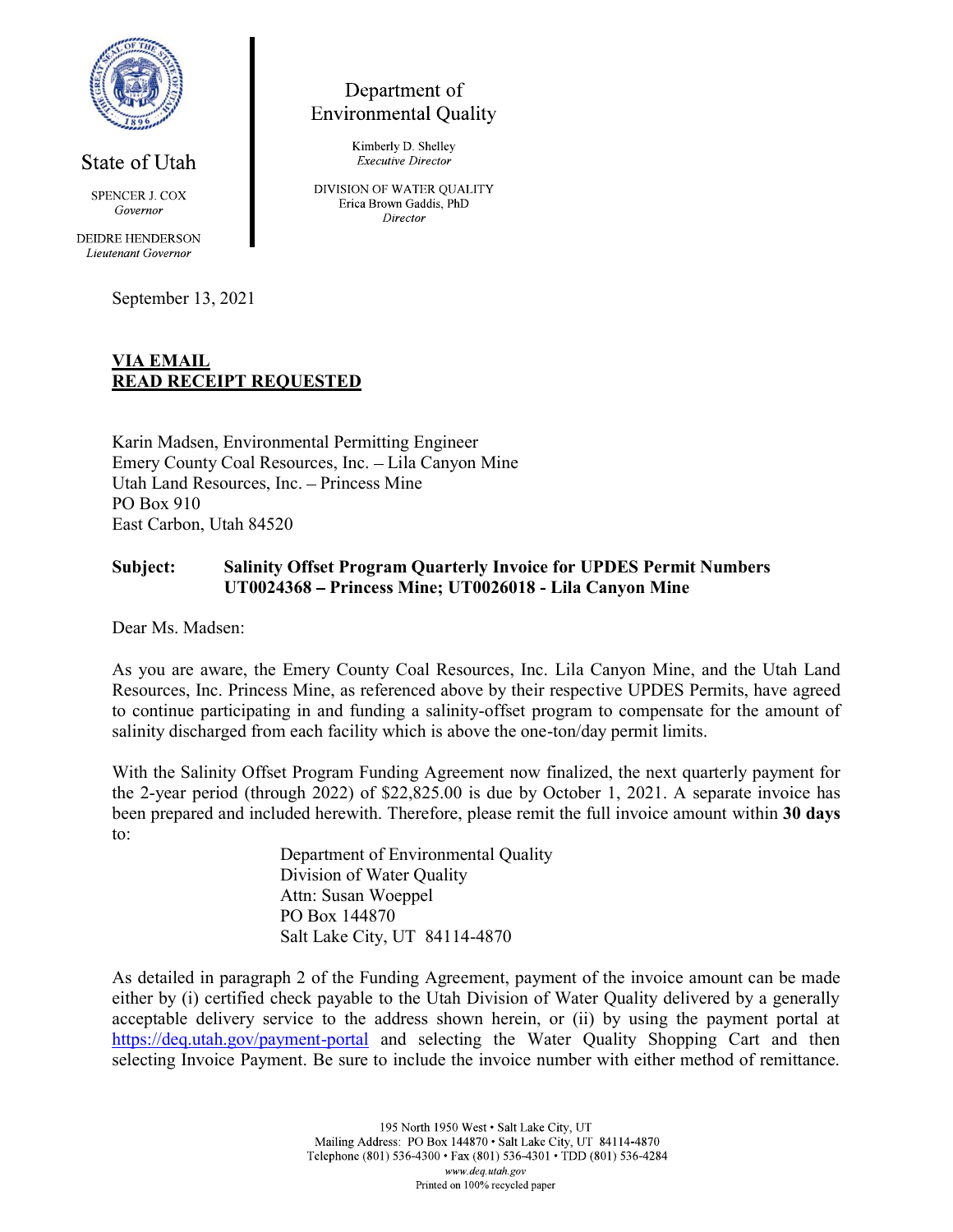State of Utah

SPENCER J. COX
*Governor*

DEIDRE HENDERSON
*Lieutenant Governor*

Department of Environmental Quality

Kimberly D. Shelley
*Executive Director*

DIVISION OF WATER QUALITY
Erica Brown Gaddis, PhD
*Director*

September 13, 2021

**VIA EMAIL**
**READ RECEIPT REQUESTED**

Karin Madsen, Environmental Permitting Engineer
Emery County Coal Resources, Inc. – Lila Canyon Mine
Utah Land Resources, Inc. – Princess Mine
PO Box 910
East Carbon, Utah 84520

**Subject: Salinity Offset Program Quarterly Invoice for UPDES Permit Numbers UT0024368 – Princess Mine; UT0026018 - Lila Canyon Mine**

Dear Ms. Madsen:

As you are aware, the Emery County Coal Resources, Inc. Lila Canyon Mine, and the Utah Land Resources, Inc. Princess Mine, as referenced above by their respective UPDES Permits, have agreed to continue participating in and funding a salinity-offset program to compensate for the amount of salinity discharged from each facility which is above the one-ton/day permit limits.

With the Salinity Offset Program Funding Agreement now finalized, the next quarterly payment for the 2-year period (through 2022) of $22,825.00 is due by October 1, 2021. A separate invoice has been prepared and included herewith. Therefore, please remit the full invoice amount within **30 days** to:

Department of Environmental Quality
Division of Water Quality
Attn: Susan Woeppel
PO Box 144870
Salt Lake City, UT 84114-4870

As detailed in paragraph 2 of the Funding Agreement, payment of the invoice amount can be made either by (i) certified check payable to the Utah Division of Water Quality delivered by a generally acceptable delivery service to the address shown herein, or (ii) by using the payment portal at https://deq.utah.gov/payment-portal and selecting the Water Quality Shopping Cart and then selecting Invoice Payment. Be sure to include the invoice number with either method of remittance.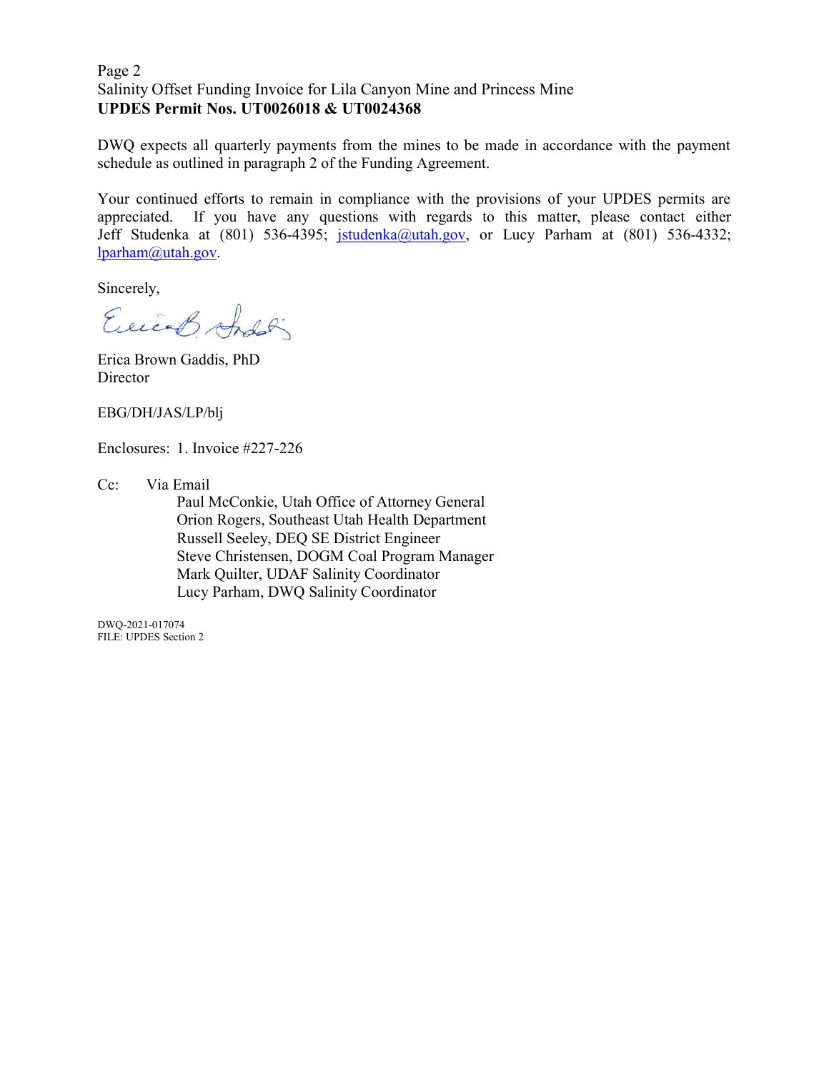Salinity Offset Funding Invoice for Lila Canyon Mine and Princess Mine
**UPDES Permit Nos. UT0026018 & UT0024368**

DWQ expects all quarterly payments from the mines to be made in accordance with the payment schedule as outlined in paragraph 2 of the Funding Agreement.

Your continued efforts to remain in compliance with the provisions of your UPDES permits are appreciated. If you have any questions with regards to this matter, please contact either Jeff Studenka at (801) 536-4395; jstudenka@utah.gov, or Lucy Parham at (801) 536-4332; lparham@utah.gov.

Sincerely,

Erica Brown Gaddis, PhD
Director

EBG/DH/JAS/LP/blj

Enclosures: 1. Invoice #227-226

Cc: Via Email
Paul McConkie, Utah Office of Attorney General
Orion Rogers, Southeast Utah Health Department
Russell Seeley, DEQ SE District Engineer
Steve Christensen, DOGM Coal Program Manager
Mark Quilter, UDAF Salinity Coordinator
Lucy Parham, DWQ Salinity Coordinator

DWQ-2021-017074
FILE: UPDES Section 2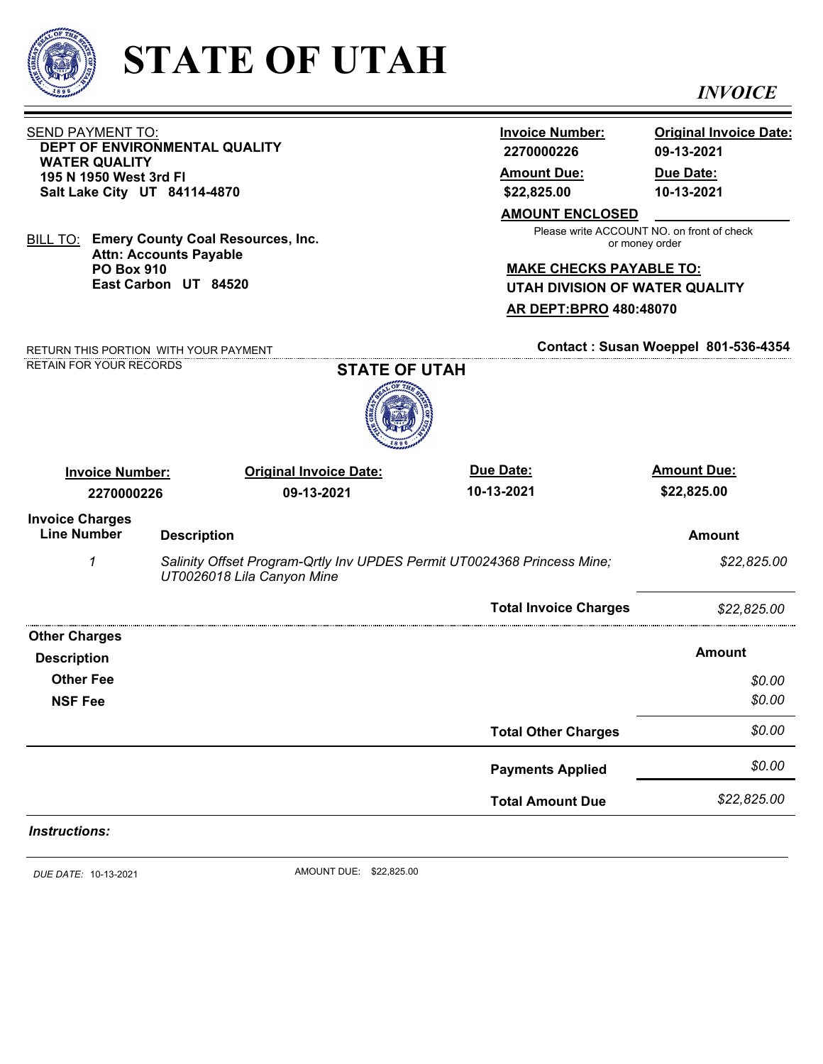# STATE OF UTAH

*INVOICE*

SEND PAYMENT TO:
**DEPT OF ENVIRONMENTAL QUALITY**
**WATER QUALITY**
**195 N 1950 West 3rd Fl**
**Salt Lake City UT 84114-4870**

| **Invoice Number:** | **Original Invoice Date:** |
|---|---|
| **2270000226** | **09-13-2021** |
| **Amount Due:** | **Due Date:** |
| **$22,825.00** | **10-13-2021** |

**AMOUNT ENCLOSED** ________________

Please write ACCOUNT NO. on front of check or money order

BILL TO: **Emery County Coal Resources, Inc.**
**Attn: Accounts Payable**
**PO Box 910**
**East Carbon UT 84520**

**MAKE CHECKS PAYABLE TO:**
**UTAH DIVISION OF WATER QUALITY**
**AR DEPT:BPRO 480:48070**

RETURN THIS PORTION WITH YOUR PAYMENT

**Contact : Susan Woeppel 801-536-4354**

RETAIN FOR YOUR RECORDS

## STATE OF UTAH

| **Invoice Number:** | **Original Invoice Date:** | **Due Date:** | **Amount Due:** |
|---|---|---|---|
| **2270000226** | **09-13-2021** | **10-13-2021** | **$22,825.00** |

| **Invoice Charges Line Number** | **Description** | **Amount** |
|---|---|---|
| *1* | *Salinity Offset Program-Qrtly Inv UPDES Permit UT0024368 Princess Mine; UT0026018 Lila Canyon Mine* | *$22,825.00* |
| | **Total Invoice Charges** | *$22,825.00* |

| **Other Charges** | |
|---|---|
| **Description** | **Amount** |
| **Other Fee** | *$0.00* |
| **NSF Fee** | *$0.00* |
| **Total Other Charges** | *$0.00* |
| **Payments Applied** | *$0.00* |
| **Total Amount Due** | *$22,825.00* |

***Instructions:***

*DUE DATE:* 10-13-2021 AMOUNT DUE: $22,825.00